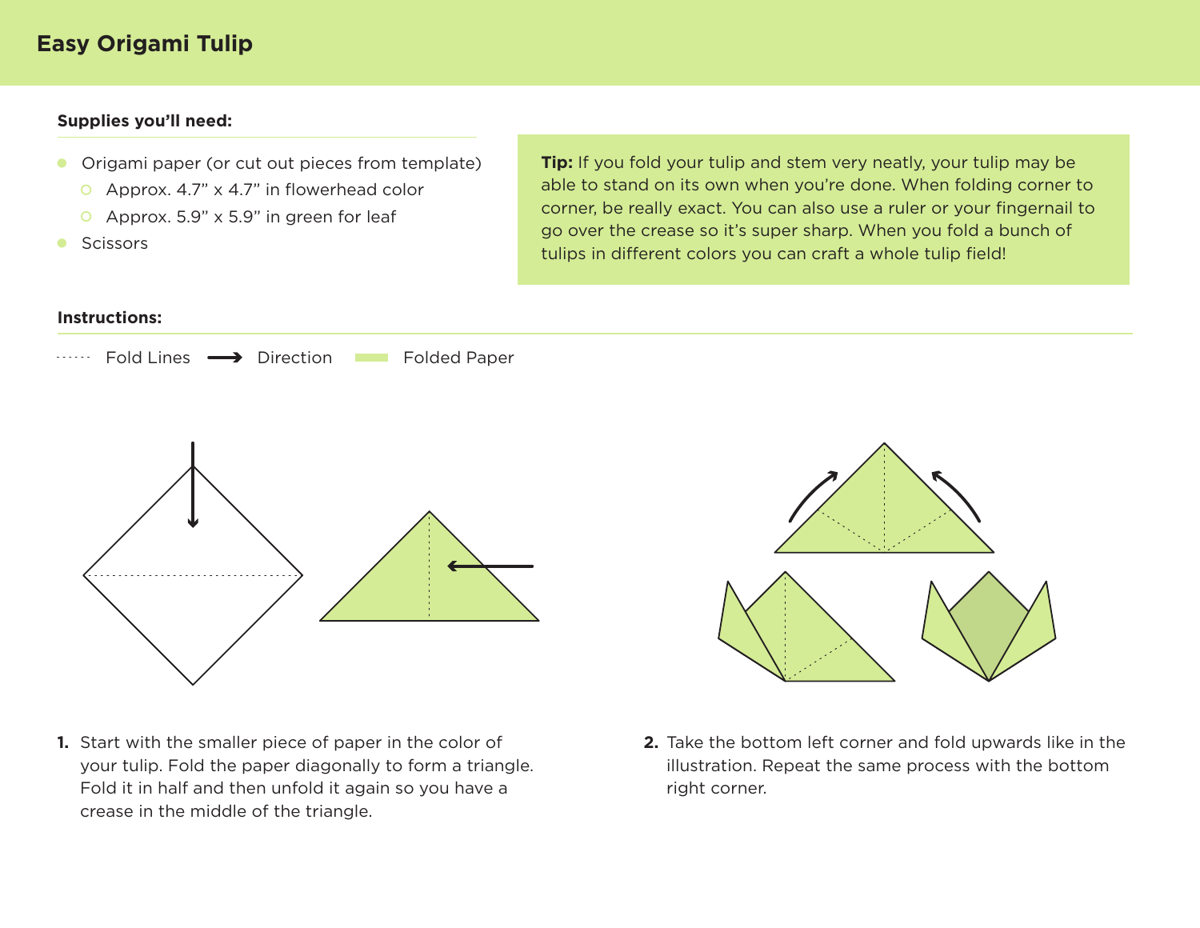# Easy Origami Tulip

**Supplies you'll need:**

- Origami paper (or cut out pieces from template)
  - Approx. 4.7" x 4.7" in flowerhead color
  - Approx. 5.9" x 5.9" in green for leaf
- Scissors

**Tip:** If you fold your tulip and stem very neatly, your tulip may be able to stand on its own when you're done. When folding corner to corner, be really exact. You can also use a ruler or your fingernail to go over the crease so it's super sharp. When you fold a bunch of tulips in different colors you can craft a whole tulip field!

**Instructions:**

Fold Lines — Direction — Folded Paper

1. Start with the smaller piece of paper in the color of your tulip. Fold the paper diagonally to form a triangle. Fold it in half and then unfold it again so you have a crease in the middle of the triangle.

2. Take the bottom left corner and fold upwards like in the illustration. Repeat the same process with the bottom right corner.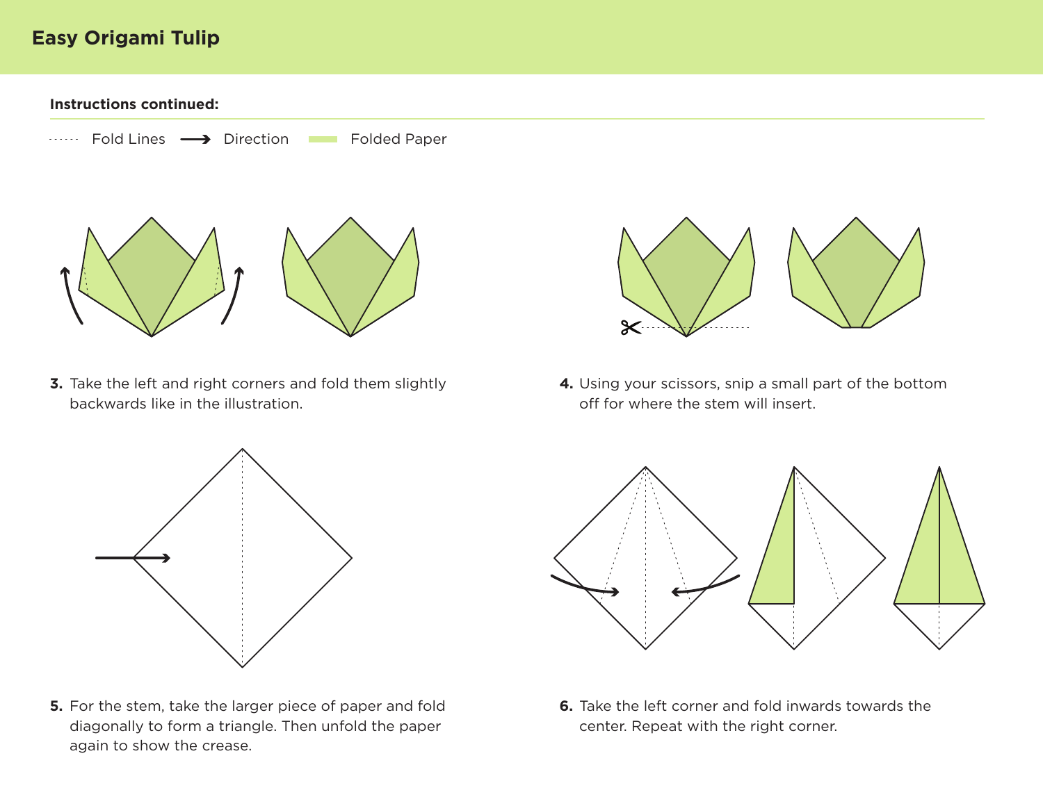# Easy Origami Tulip

**Instructions continued:**

Fold Lines  Direction  Folded Paper

**3.** Take the left and right corners and fold them slightly backwards like in the illustration.

**4.** Using your scissors, snip a small part of the bottom off for where the stem will insert.

**5.** For the stem, take the larger piece of paper and fold diagonally to form a triangle. Then unfold the paper again to show the crease.

**6.** Take the left corner and fold inwards towards the center. Repeat with the right corner.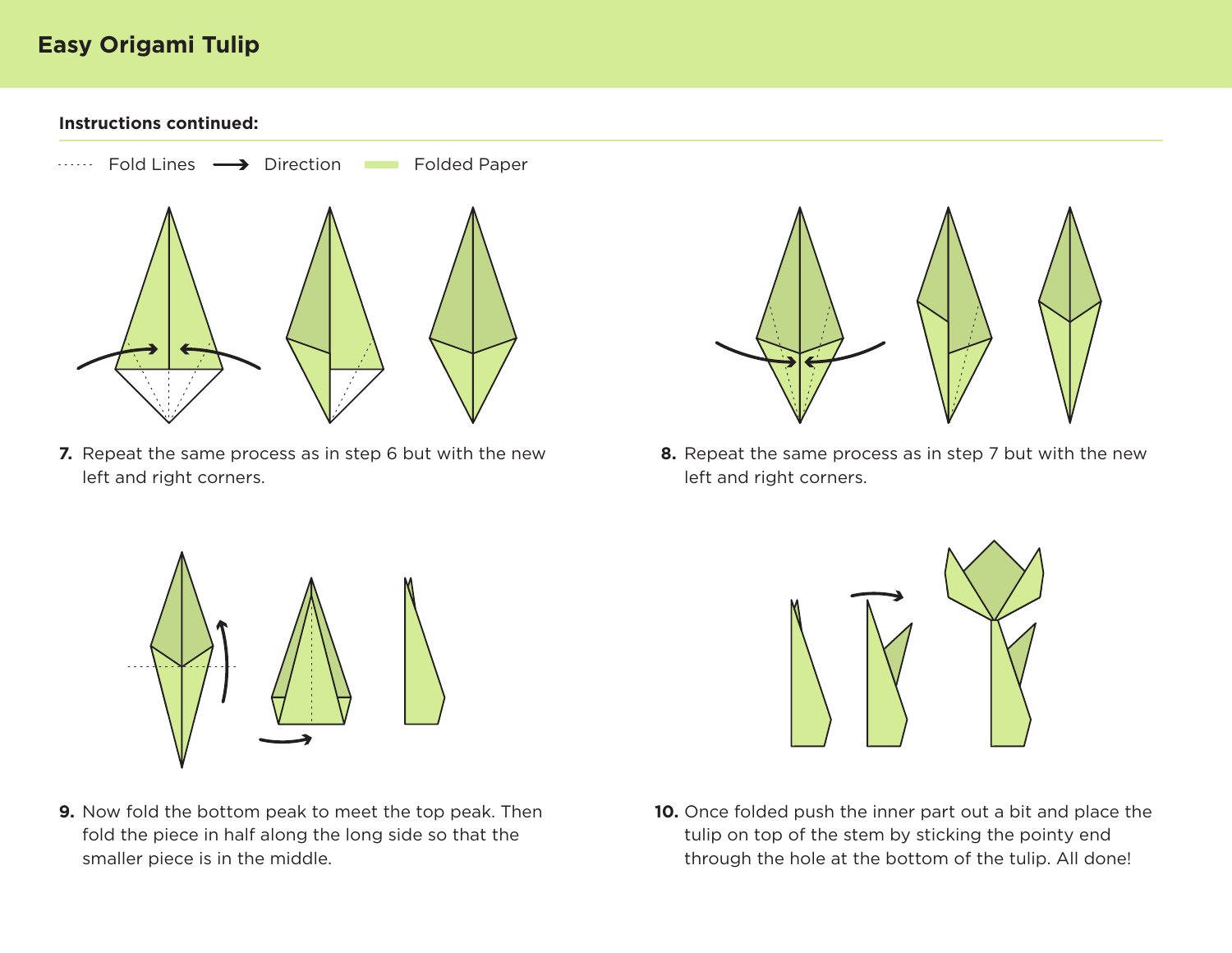# Easy Origami Tulip

**Instructions continued:**

······ Fold Lines ⟶ Direction ▬ Folded Paper

**7.** Repeat the same process as in step 6 but with the new left and right corners.

**8.** Repeat the same process as in step 7 but with the new left and right corners.

**9.** Now fold the bottom peak to meet the top peak. Then fold the piece in half along the long side so that the smaller piece is in the middle.

**10.** Once folded push the inner part out a bit and place the tulip on top of the stem by sticking the pointy end through the hole at the bottom of the tulip. All done!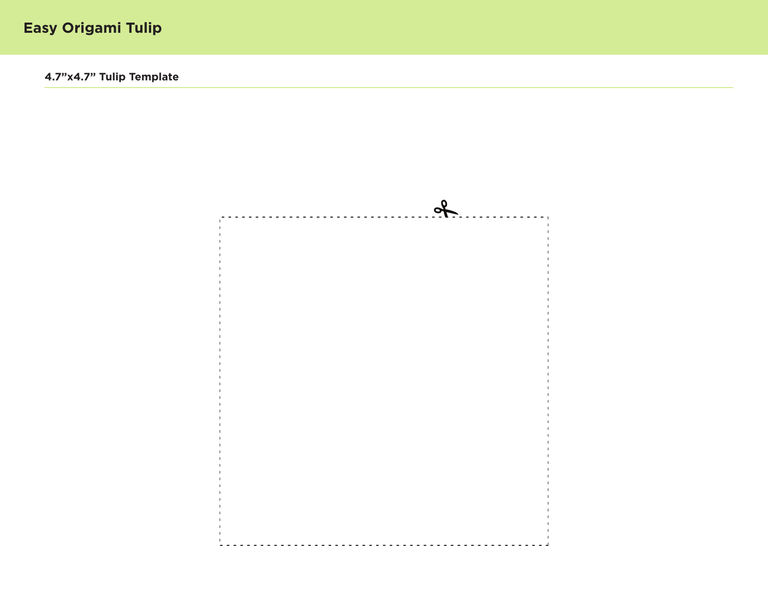# Easy Origami Tulip

## 4.7”x4.7” Tulip Template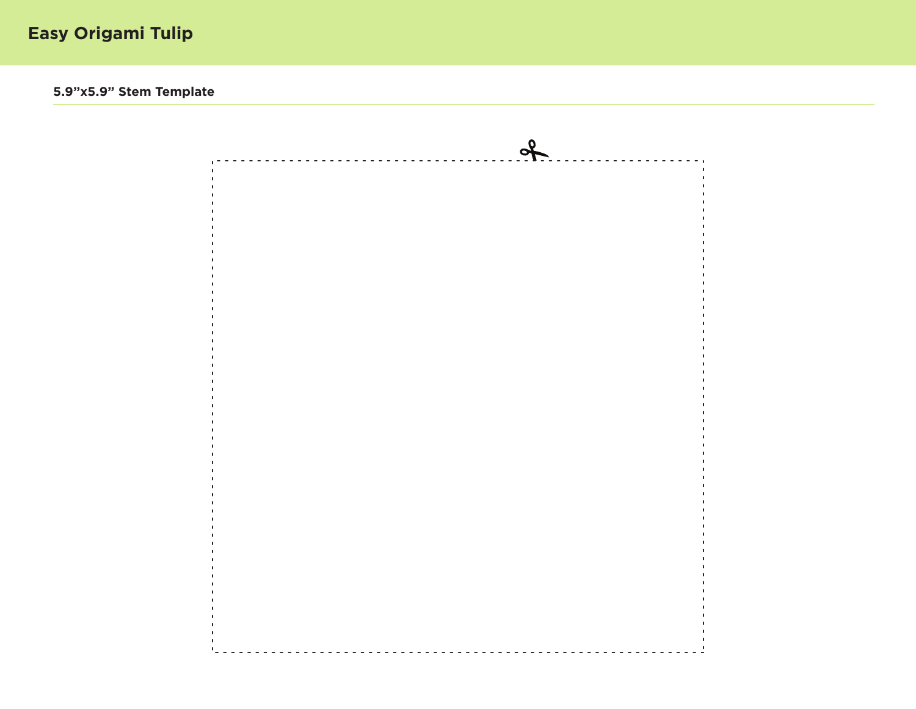# Easy Origami Tulip

## 5.9”x5.9” Stem Template